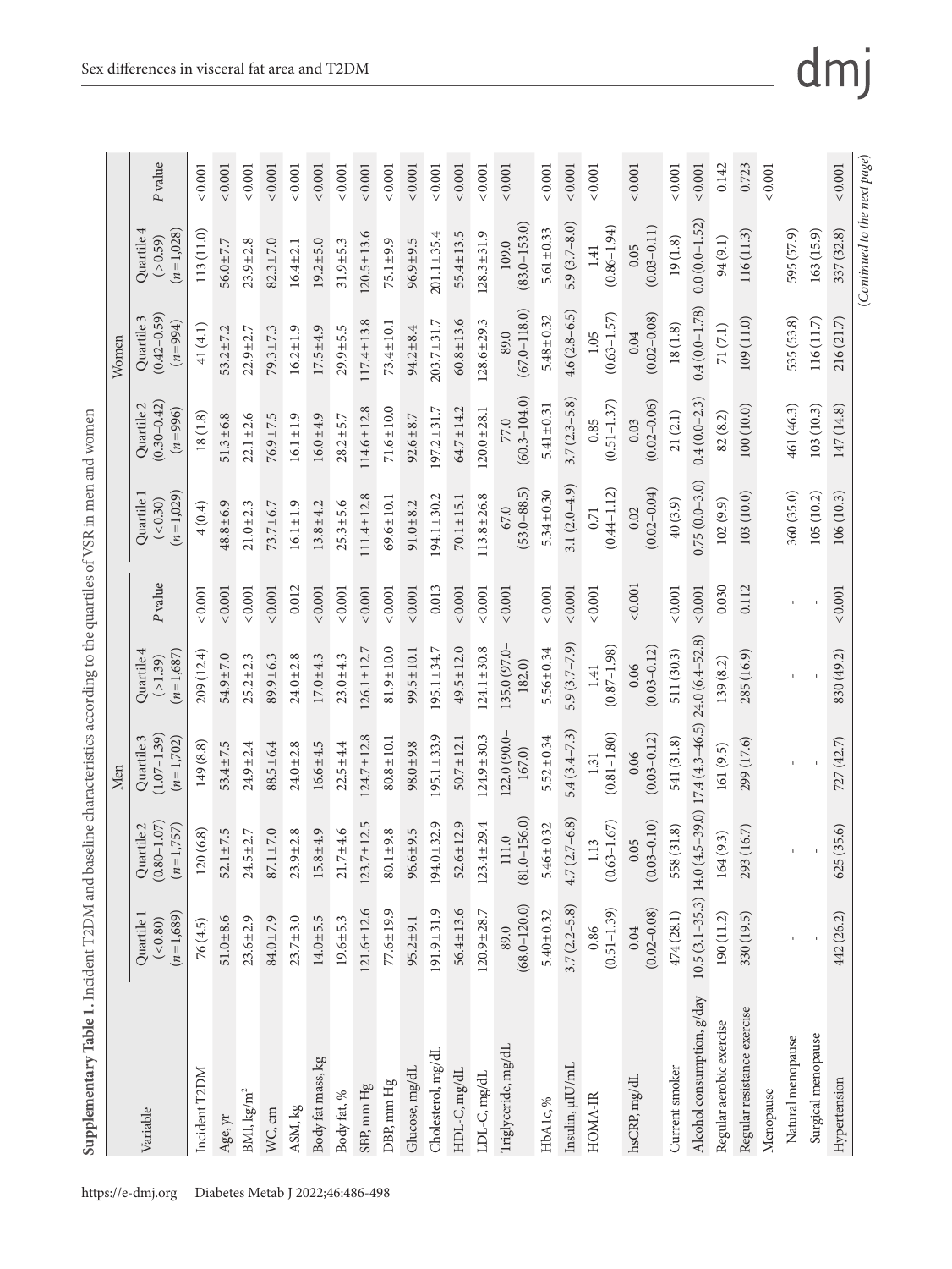**Supplementary Table 1.** Incident T2DM and baseline characteristics according to the quartiles of VSR in men and women

| Variable | Men | | | | | Women | | | | |
|---|---|---|---|---|---|---|---|---|---|---|
| | Quartile 1 (<0.80) (n=1,689) | Quartile 2 (0.80–1.07) (n=1,757) | Quartile 3 (1.07–1.39) (n=1,702) | Quartile 4 (>1.39) (n=1,687) | P value | Quartile 1 (<0.30) (n=1,029) | Quartile 2 (0.30–0.42) (n=996) | Quartile 3 (0.42–0.59) (n=994) | Quartile 4 (>0.59) (n=1,028) | P value |
| Incident T2DM | 76 (4.5) | 120 (6.8) | 149 (8.8) | 209 (12.4) | <0.001 | 4 (0.4) | 18 (1.8) | 41 (4.1) | 113 (11.0) | <0.001 |
| Age, yr | 51.0±8.6 | 52.1±7.5 | 53.4±7.5 | 54.9±7.0 | <0.001 | 48.8±6.9 | 51.3±6.8 | 53.2±7.2 | 56.0±7.7 | <0.001 |
| BMI, kg/m$^2$ | 23.6±2.9 | 24.5±2.7 | 24.9±2.4 | 25.2±2.3 | <0.001 | 21.0±2.3 | 22.1±2.6 | 22.9±2.7 | 23.9±2.8 | <0.001 |
| WC, cm | 84.0±7.9 | 87.1±7.0 | 88.5±6.4 | 89.9±6.3 | <0.001 | 73.7±6.7 | 76.9±7.5 | 79.3±7.3 | 82.3±7.0 | <0.001 |
| ASM, kg | 23.7±3.0 | 23.9±2.8 | 24.0±2.8 | 24.0±2.8 | 0.012 | 16.1±1.9 | 16.1±1.9 | 16.2±1.9 | 16.4±2.1 | <0.001 |
| Body fat mass, kg | 14.0±5.5 | 15.8±4.9 | 16.6±4.5 | 17.0±4.3 | <0.001 | 13.8±4.2 | 16.0±4.9 | 17.5±4.9 | 19.2±5.0 | <0.001 |
| Body fat, % | 19.6±5.3 | 21.7±4.6 | 22.5±4.4 | 23.0±4.3 | <0.001 | 25.3±5.6 | 28.2±5.7 | 29.9±5.5 | 31.9±5.3 | <0.001 |
| SBP, mm Hg | 121.6±12.6 | 123.7±12.5 | 124.7±12.8 | 126.1±12.7 | <0.001 | 111.4±12.8 | 114.6±12.8 | 117.4±13.8 | 120.5±13.6 | <0.001 |
| DBP, mm Hg | 77.6±19.9 | 80.1±9.8 | 80.8±10.1 | 81.9±10.0 | <0.001 | 69.6±10.1 | 71.6±10.0 | 73.4±10.1 | 75.1±9.9 | <0.001 |
| Glucose, mg/dL | 95.2±9.1 | 96.6±9.5 | 98.0±9.8 | 99.5±10.1 | <0.001 | 91.0±8.2 | 92.6±8.7 | 94.2±8.4 | 96.9±9.5 | <0.001 |
| Cholesterol, mg/dL | 191.9±31.9 | 194.0±32.9 | 195.1±33.9 | 195.1±34.7 | 0.013 | 194.1±30.2 | 197.2±31.7 | 203.7±31.7 | 201.1±35.4 | <0.001 |
| HDL-C, mg/dL | 56.4±13.6 | 52.6±12.9 | 50.7±12.1 | 49.5±12.0 | <0.001 | 70.1±15.1 | 64.7±14.2 | 60.8±13.6 | 55.4±13.5 | <0.001 |
| LDL-C, mg/dL | 120.9±28.7 | 123.4±29.4 | 124.9±30.3 | 124.1±30.8 | <0.001 | 113.8±26.8 | 120.0±28.1 | 128.6±29.3 | 128.3±31.9 | <0.001 |
| Triglyceride, mg/dL | 89.0 (68.0–120.0) | 111.0 (81.0–156.0) | 122.0 (90.0–167.0) | 135.0 (97.0–182.0) | <0.001 | 67.0 (53.0–88.5) | 77.0 (60.3–104.0) | 89.0 (67.0–118.0) | 109.0 (83.0–153.0) | <0.001 |
| HbA1c, % | 5.40±0.32 | 5.46±0.32 | 5.52±0.34 | 5.56±0.34 | <0.001 | 5.34±0.30 | 5.41±0.31 | 5.48±0.32 | 5.61±0.33 | <0.001 |
| Insulin, µIU/mL | 3.7 (2.2–5.8) | 4.7 (2.7–6.8) | 5.4 (3.4–7.3) | 5.9 (3.7–7.9) | <0.001 | 3.1 (2.0–4.9) | 3.7 (2.3–5.8) | 4.6 (2.8–6.5) | 5.9 (3.7–8.0) | <0.001 |
| HOMA-IR | 0.86 (0.51–1.39) | 1.13 (0.63–1.67) | 1.31 (0.81–1.80) | 1.41 (0.87–1.98) | <0.001 | 0.71 (0.44–1.12) | 0.85 (0.51–1.37) | 1.05 (0.63–1.57) | 1.41 (0.86–1.94) | <0.001 |
| hsCRP, mg/dL | 0.04 (0.02–0.08) | 0.05 (0.03–0.10) | 0.06 (0.03–0.12) | 0.06 (0.03–0.12) | <0.001 | 0.02 (0.02–0.04) | 0.03 (0.02–0.06) | 0.04 (0.02–0.08) | 0.05 (0.03–0.11) | <0.001 |
| Current smoker | 474 (28.1) | 558 (31.8) | 541 (31.8) | 511 (30.3) | <0.001 | 40 (3.9) | 21 (2.1) | 18 (1.8) | 19 (1.8) | <0.001 |
| Alcohol consumption, g/day | 10.5 (3.1–35.3) | 14.0 (4.5–39.0) | 17.4 (4.3–46.5) | 24.0 (6.4–52.8) | <0.001 | 0.75 (0.0–3.0) | 0.4 (0.0–2.3) | 0.4 (0.0–1.78) | 0.0 (0.0–1.52) | <0.001 |
| Regular aerobic exercise | 190 (11.2) | 164 (9.3) | 161 (9.5) | 139 (8.2) | 0.030 | 102 (9.9) | 82 (8.2) | 71 (7.1) | 94 (9.1) | 0.142 |
| Regular resistance exercise | 330 (19.5) | 293 (16.7) | 299 (17.6) | 285 (16.9) | 0.112 | 103 (10.0) | 100 (10.0) | 109 (11.0) | 116 (11.3) | 0.723 |
| Menopause | | | | | | | | | | <0.001 |
| Natural menopause | - | - | - | - | - | 360 (35.0) | 461 (46.3) | 535 (53.8) | 595 (57.9) | |
| Surgical menopause | - | - | - | - | - | 105 (10.2) | 103 (10.3) | 116 (11.7) | 163 (15.9) | |
| Hypertension | 442 (26.2) | 625 (35.6) | 727 (42.7) | 830 (49.2) | <0.001 | 106 (10.3) | 147 (14.8) | 216 (21.7) | 337 (32.8) | <0.001 |

(Continued to the next page)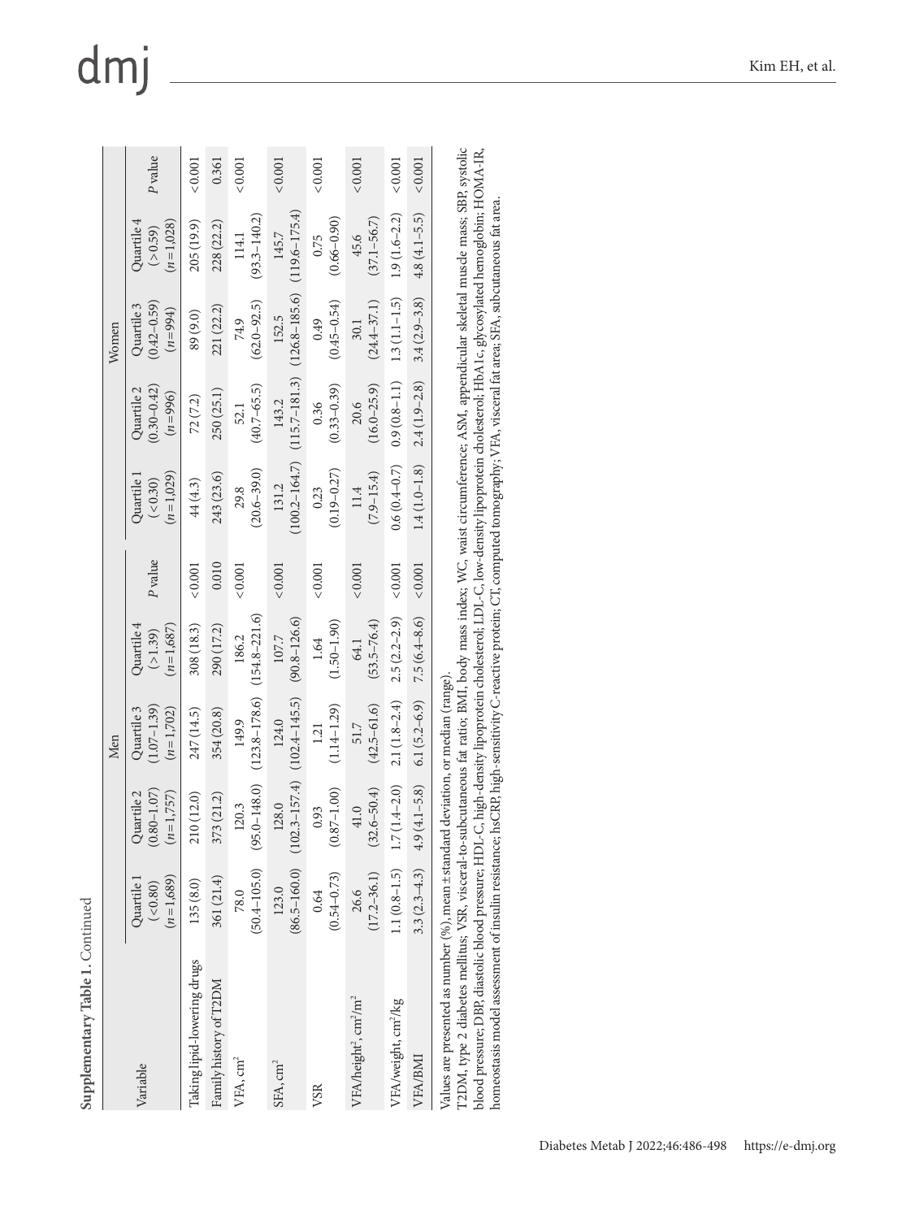**Supplementary Table 1.** Continued

| Variable | Men | | | | | Women | | | | |
|---|---|---|---|---|---|---|---|---|---|---|
| | Quartile 1 (<0.80) (n=1,689) | Quartile 2 (0.80–1.07) (n=1,757) | Quartile 3 (1.07–1.39) (n=1,702) | Quartile 4 (>1.39) (n=1,687) | P value | Quartile 1 (<0.30) (n=1,029) | Quartile 2 (0.30–0.42) (n=996) | Quartile 3 (0.42–0.59) (n=994) | Quartile 4 (>0.59) (n=1,028) | P value |
| Taking lipid-lowering drugs | 135 (8.0) | 210 (12.0) | 247 (14.5) | 308 (18.3) | <0.001 | 44 (4.3) | 72 (7.2) | 89 (9.0) | 205 (19.9) | <0.001 |
| Family history of T2DM | 361 (21.4) | 373 (21.2) | 354 (20.8) | 290 (17.2) | 0.010 | 243 (23.6) | 250 (25.1) | 221 (22.2) | 228 (22.2) | 0.361 |
| VFA, $cm^2$ | 78.0 (50.4–105.0) | 120.3 (95.0–148.0) | 149.9 (123.8–178.6) | 186.2 (154.8–221.6) | <0.001 | 29.8 (20.6–39.0) | 52.1 (40.7–65.5) | 74.9 (62.0–92.5) | 114.1 (93.3–140.2) | <0.001 |
| SFA, $cm^2$ | 123.0 (86.5–160.0) | 128.0 (102.3–157.4) | 124.0 (102.4–145.5) | 107.7 (90.8–126.6) | <0.001 | 131.2 (100.2–164.7) | 143.2 (115.7–181.3) | 152.5 (126.8–185.6) | 145.7 (119.6–175.4) | <0.001 |
| VSR | 0.64 (0.54–0.73) | 0.93 (0.87–1.00) | 1.21 (1.14–1.29) | 1.64 (1.50–1.90) | <0.001 | 0.23 (0.19–0.27) | 0.36 (0.33–0.39) | 0.49 (0.45–0.54) | 0.75 (0.66–0.90) | <0.001 |
| VFA/height$^2$, $cm^2/m^2$ | 26.6 (17.2–36.1) | 41.0 (32.6–50.4) | 51.7 (42.5–61.6) | 64.1 (53.5–76.4) | <0.001 | 11.4 (7.9–15.4) | 20.6 (16.0–25.9) | 30.1 (24.4–37.1) | 45.6 (37.1–56.7) | <0.001 |
| VFA/weight, $cm^2/kg$ | 1.1 (0.8–1.5) | 1.7 (1.4–2.0) | 2.1 (1.8–2.4) | 2.5 (2.2–2.9) | <0.001 | 0.6 (0.4–0.7) | 0.9 (0.8–1.1) | 1.3 (1.1–1.5) | 1.9 (1.6–2.2) | <0.001 |
| VFA/BMI | 3.3 (2.3–4.3) | 4.9 (4.1–5.8) | 6.1 (5.2–6.9) | 7.5 (6.4–8.6) | <0.001 | 1.4 (1.0–1.8) | 2.4 (1.9–2.8) | 3.4 (2.9–3.8) | 4.8 (4.1–5.5) | <0.001 |

Values are presented as number (%), mean ± standard deviation, or median (range).

T2DM, type 2 diabetes mellitus; VSR, visceral-to-subcutaneous fat ratio; BMI, body mass index; WC, waist circumference; ASM, appendicular skeletal muscle mass; SBP, systolic blood pressure; DBP, diastolic blood pressure; HDL-C, high-density lipoprotein cholesterol; LDL-C, low-density lipoprotein cholesterol; HbA1c, glycosylated hemoglobin; HOMA-IR, homeostasis model assessment of insulin resistance; hsCRP, high-sensitivity C-reactive protein; CT, computed tomography; VFA, visceral fat area; SFA, subcutaneous fat area.